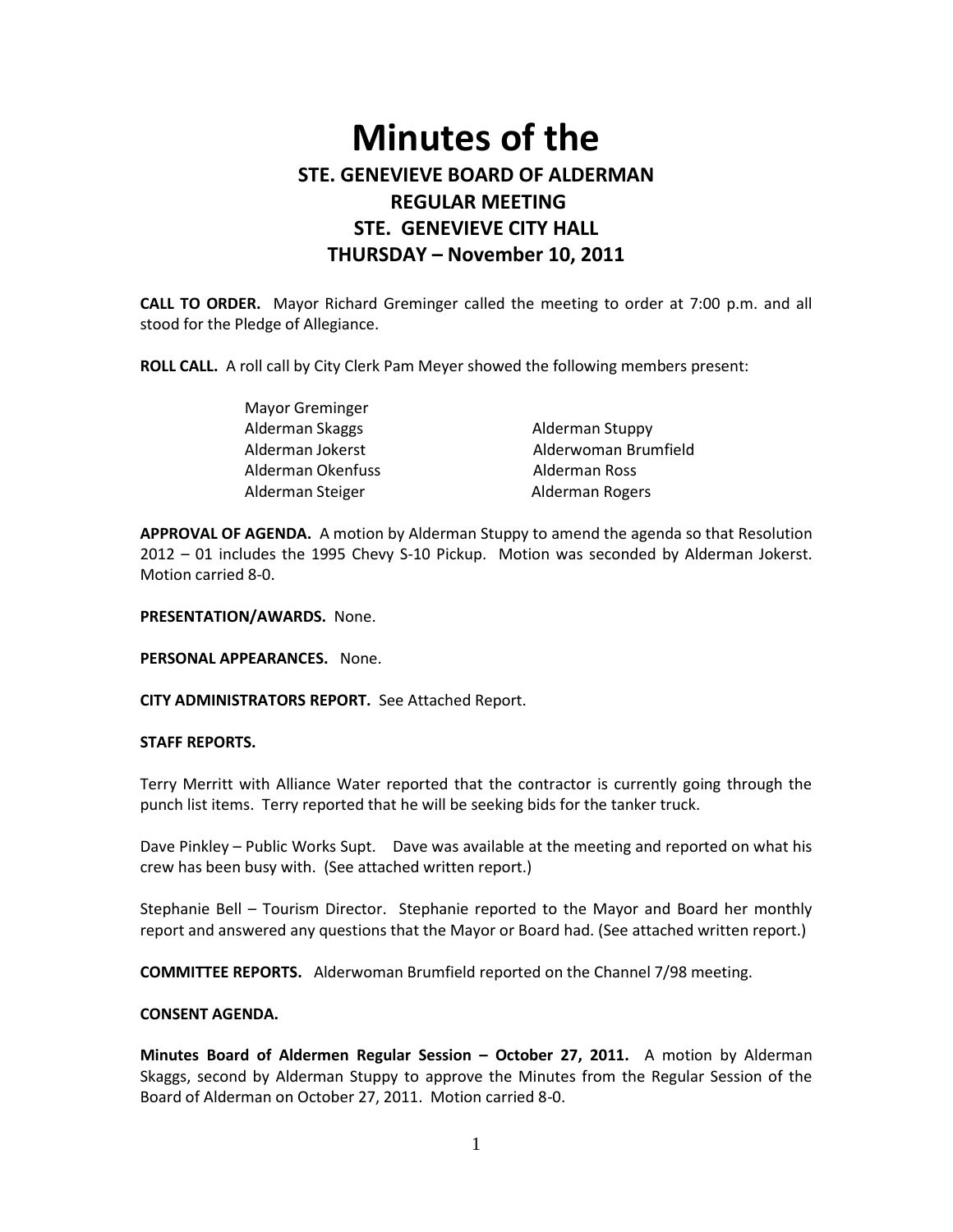# Minutes of the

## STE. GENEVIEVE BOARD OF ALDERMAN
## REGULAR MEETING
## STE. GENEVIEVE CITY HALL
## THURSDAY – November 10, 2011

**CALL TO ORDER.** Mayor Richard Greminger called the meeting to order at 7:00 p.m. and all stood for the Pledge of Allegiance.

**ROLL CALL.** A roll call by City Clerk Pam Meyer showed the following members present:

Mayor Greminger
Alderman Skaggs
Alderman Jokerst
Alderman Okenfuss
Alderman Steiger
Alderman Stuppy
Alderwoman Brumfield
Alderman Ross
Alderman Rogers

**APPROVAL OF AGENDA.** A motion by Alderman Stuppy to amend the agenda so that Resolution 2012 – 01 includes the 1995 Chevy S-10 Pickup. Motion was seconded by Alderman Jokerst. Motion carried 8-0.

**PRESENTATION/AWARDS.** None.

**PERSONAL APPEARANCES.** None.

**CITY ADMINISTRATORS REPORT.** See Attached Report.

**STAFF REPORTS.**

Terry Merritt with Alliance Water reported that the contractor is currently going through the punch list items. Terry reported that he will be seeking bids for the tanker truck.

Dave Pinkley – Public Works Supt. Dave was available at the meeting and reported on what his crew has been busy with. (See attached written report.)

Stephanie Bell – Tourism Director. Stephanie reported to the Mayor and Board her monthly report and answered any questions that the Mayor or Board had. (See attached written report.)

**COMMITTEE REPORTS.** Alderwoman Brumfield reported on the Channel 7/98 meeting.

**CONSENT AGENDA.**

**Minutes Board of Aldermen Regular Session – October 27, 2011.** A motion by Alderman Skaggs, second by Alderman Stuppy to approve the Minutes from the Regular Session of the Board of Alderman on October 27, 2011. Motion carried 8-0.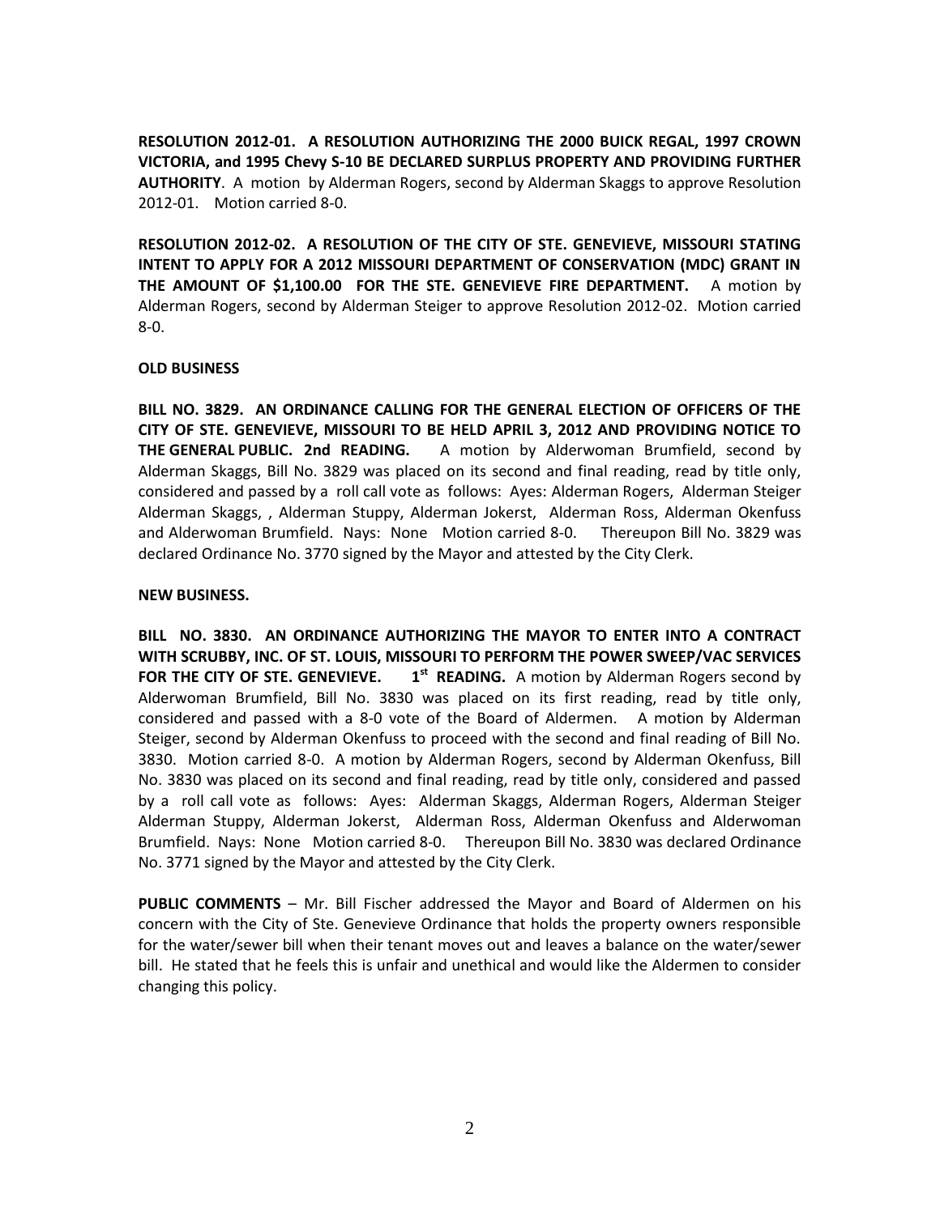**RESOLUTION 2012-01. A RESOLUTION AUTHORIZING THE 2000 BUICK REGAL, 1997 CROWN VICTORIA, and 1995 Chevy S-10 BE DECLARED SURPLUS PROPERTY AND PROVIDING FURTHER AUTHORITY**. A motion by Alderman Rogers, second by Alderman Skaggs to approve Resolution 2012-01. Motion carried 8-0.

**RESOLUTION 2012-02. A RESOLUTION OF THE CITY OF STE. GENEVIEVE, MISSOURI STATING INTENT TO APPLY FOR A 2012 MISSOURI DEPARTMENT OF CONSERVATION (MDC) GRANT IN THE AMOUNT OF $1,100.00 FOR THE STE. GENEVIEVE FIRE DEPARTMENT.** A motion by Alderman Rogers, second by Alderman Steiger to approve Resolution 2012-02. Motion carried 8-0.

**OLD BUSINESS**

**BILL NO. 3829. AN ORDINANCE CALLING FOR THE GENERAL ELECTION OF OFFICERS OF THE CITY OF STE. GENEVIEVE, MISSOURI TO BE HELD APRIL 3, 2012 AND PROVIDING NOTICE TO THE GENERAL PUBLIC. 2nd READING.** A motion by Alderwoman Brumfield, second by Alderman Skaggs, Bill No. 3829 was placed on its second and final reading, read by title only, considered and passed by a roll call vote as follows: Ayes: Alderman Rogers, Alderman Steiger Alderman Skaggs, , Alderman Stuppy, Alderman Jokerst, Alderman Ross, Alderman Okenfuss and Alderwoman Brumfield. Nays: None Motion carried 8-0. Thereupon Bill No. 3829 was declared Ordinance No. 3770 signed by the Mayor and attested by the City Clerk.

**NEW BUSINESS.**

**BILL NO. 3830. AN ORDINANCE AUTHORIZING THE MAYOR TO ENTER INTO A CONTRACT WITH SCRUBBY, INC. OF ST. LOUIS, MISSOURI TO PERFORM THE POWER SWEEP/VAC SERVICES FOR THE CITY OF STE. GENEVIEVE. 1st READING.** A motion by Alderman Rogers second by Alderwoman Brumfield, Bill No. 3830 was placed on its first reading, read by title only, considered and passed with a 8-0 vote of the Board of Aldermen. A motion by Alderman Steiger, second by Alderman Okenfuss to proceed with the second and final reading of Bill No. 3830. Motion carried 8-0. A motion by Alderman Rogers, second by Alderman Okenfuss, Bill No. 3830 was placed on its second and final reading, read by title only, considered and passed by a roll call vote as follows: Ayes: Alderman Skaggs, Alderman Rogers, Alderman Steiger Alderman Stuppy, Alderman Jokerst, Alderman Ross, Alderman Okenfuss and Alderwoman Brumfield. Nays: None Motion carried 8-0. Thereupon Bill No. 3830 was declared Ordinance No. 3771 signed by the Mayor and attested by the City Clerk.

**PUBLIC COMMENTS** – Mr. Bill Fischer addressed the Mayor and Board of Aldermen on his concern with the City of Ste. Genevieve Ordinance that holds the property owners responsible for the water/sewer bill when their tenant moves out and leaves a balance on the water/sewer bill. He stated that he feels this is unfair and unethical and would like the Aldermen to consider changing this policy.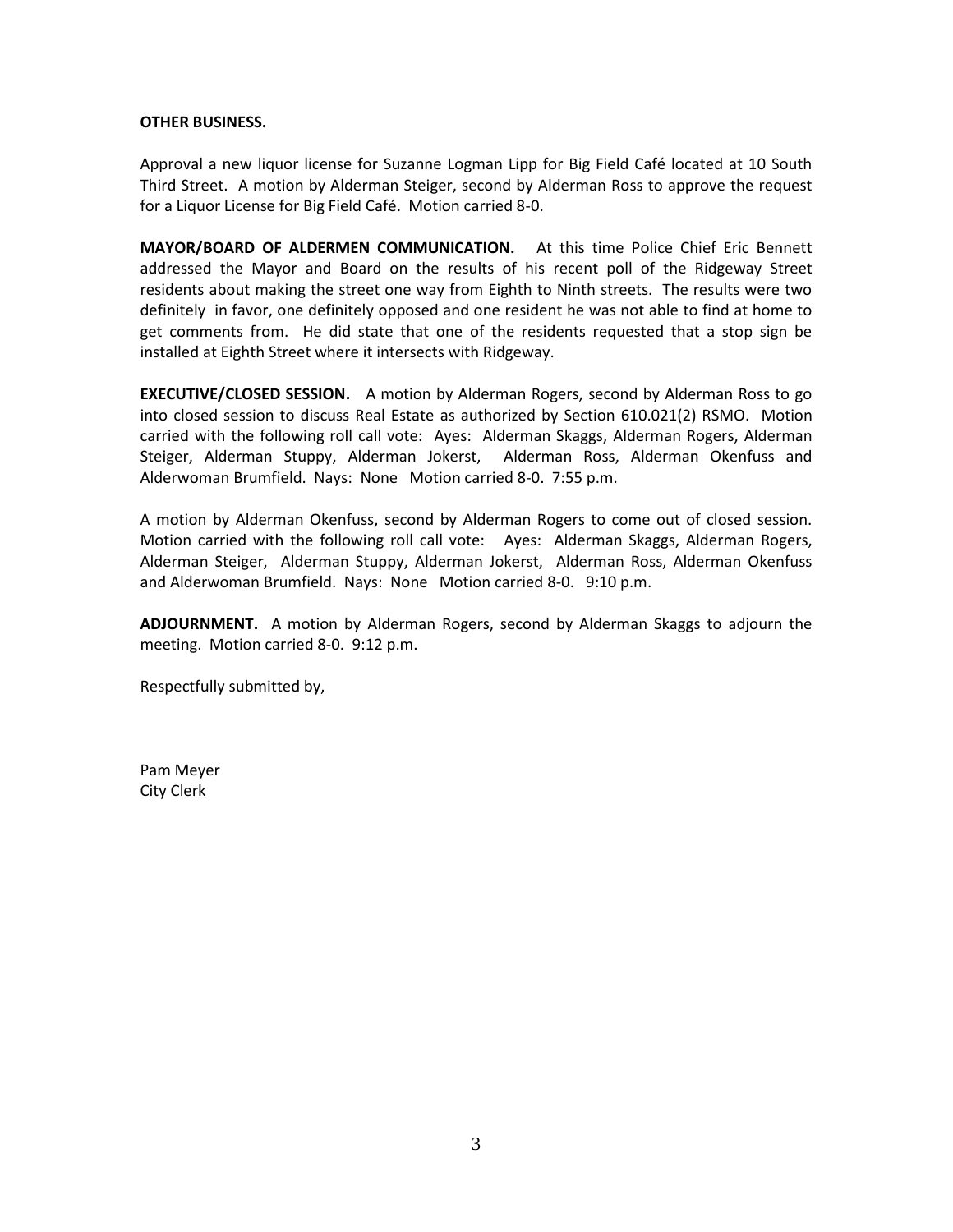**OTHER BUSINESS.**

Approval a new liquor license for Suzanne Logman Lipp for Big Field Café located at 10 South Third Street. A motion by Alderman Steiger, second by Alderman Ross to approve the request for a Liquor License for Big Field Café. Motion carried 8-0.

**MAYOR/BOARD OF ALDERMEN COMMUNICATION.** At this time Police Chief Eric Bennett addressed the Mayor and Board on the results of his recent poll of the Ridgeway Street residents about making the street one way from Eighth to Ninth streets. The results were two definitely in favor, one definitely opposed and one resident he was not able to find at home to get comments from. He did state that one of the residents requested that a stop sign be installed at Eighth Street where it intersects with Ridgeway.

**EXECUTIVE/CLOSED SESSION.** A motion by Alderman Rogers, second by Alderman Ross to go into closed session to discuss Real Estate as authorized by Section 610.021(2) RSMO. Motion carried with the following roll call vote: Ayes: Alderman Skaggs, Alderman Rogers, Alderman Steiger, Alderman Stuppy, Alderman Jokerst, Alderman Ross, Alderman Okenfuss and Alderwoman Brumfield. Nays: None Motion carried 8-0. 7:55 p.m.

A motion by Alderman Okenfuss, second by Alderman Rogers to come out of closed session. Motion carried with the following roll call vote: Ayes: Alderman Skaggs, Alderman Rogers, Alderman Steiger, Alderman Stuppy, Alderman Jokerst, Alderman Ross, Alderman Okenfuss and Alderwoman Brumfield. Nays: None Motion carried 8-0. 9:10 p.m.

**ADJOURNMENT.** A motion by Alderman Rogers, second by Alderman Skaggs to adjourn the meeting. Motion carried 8-0. 9:12 p.m.

Respectfully submitted by,

Pam Meyer
City Clerk